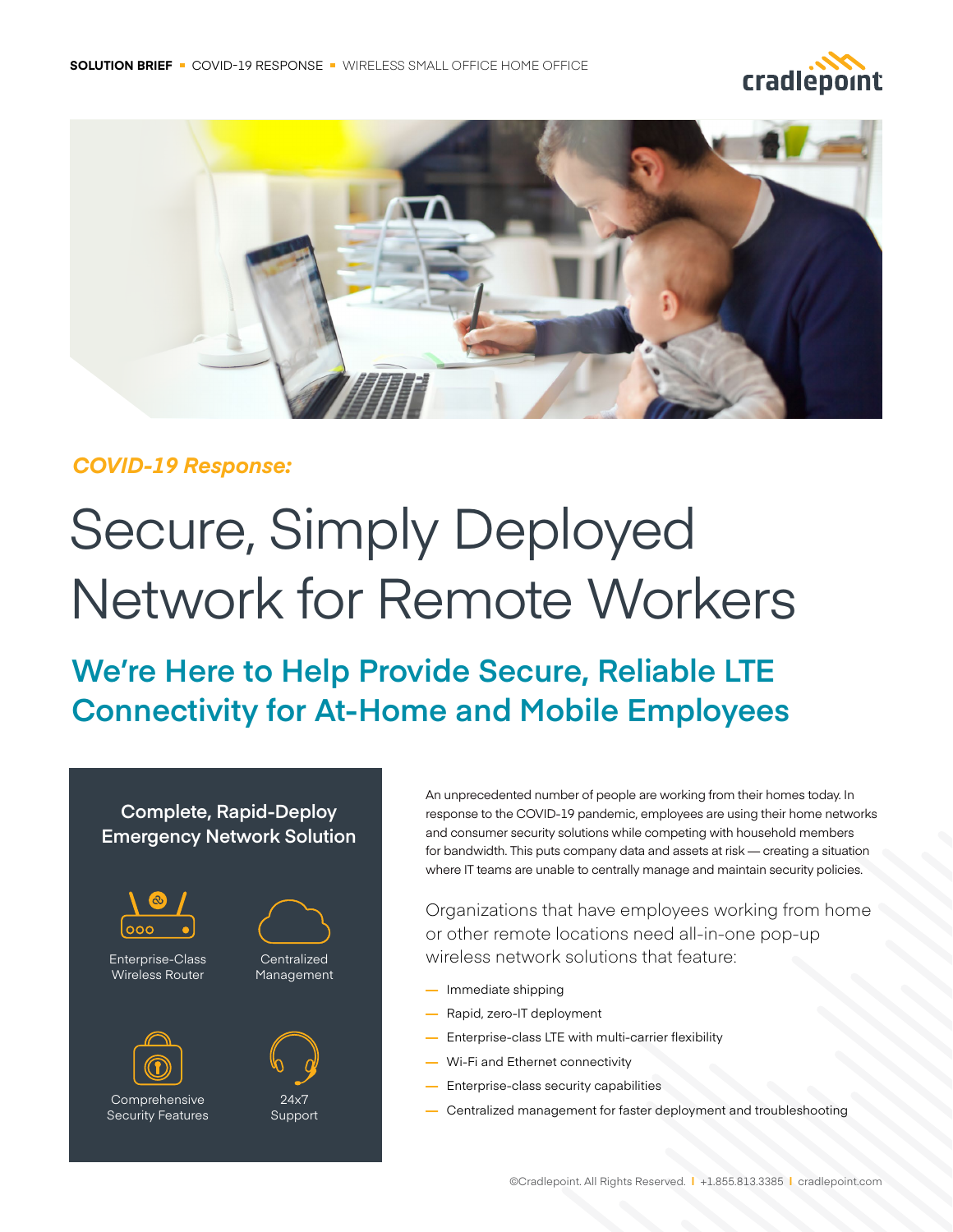SOLUTION BRIEF ▪ COVID-19 RESPONSE ▪ WIRELESS SMALL OFFICE HOME OFFICE

*COVID-19 Response:*

# Secure, Simply Deployed Network for Remote Workers

## We're Here to Help Provide Secure, Reliable LTE Connectivity for At-Home and Mobile Employees

### Complete, Rapid-Deploy Emergency Network Solution

- Enterprise-Class Wireless Router
- Centralized Management
- Comprehensive Security Features
- 24x7 Support

An unprecedented number of people are working from their homes today. In response to the COVID-19 pandemic, employees are using their home networks and consumer security solutions while competing with household members for bandwidth. This puts company data and assets at risk — creating a situation where IT teams are unable to centrally manage and maintain security policies.

Organizations that have employees working from home or other remote locations need all-in-one pop-up wireless network solutions that feature:

- Immediate shipping
- Rapid, zero-IT deployment
- Enterprise-class LTE with multi-carrier flexibility
- Wi-Fi and Ethernet connectivity
- Enterprise-class security capabilities
- Centralized management for faster deployment and troubleshooting

©Cradlepoint. All Rights Reserved. | +1.855.813.3385 | cradlepoint.com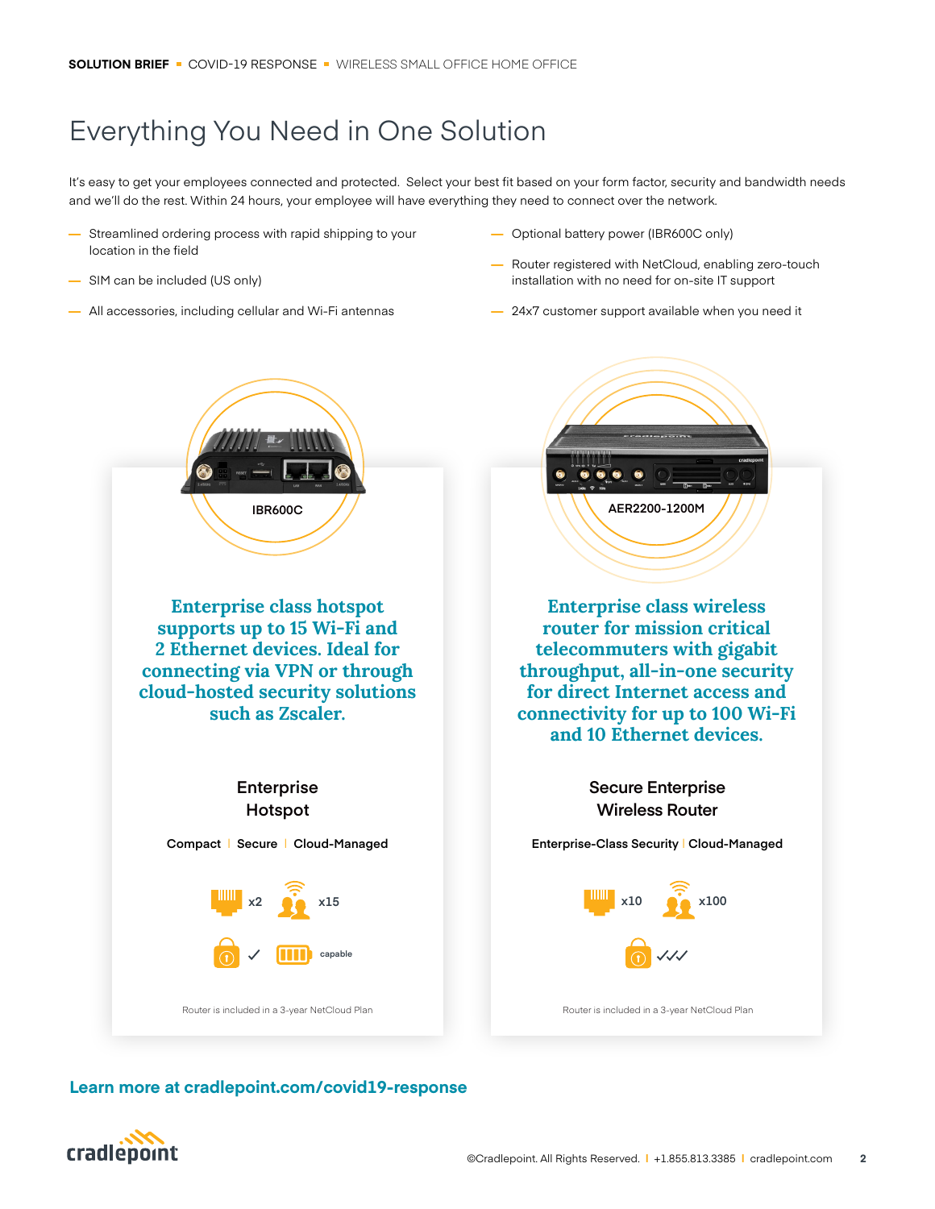# Everything You Need in One Solution

It's easy to get your employees connected and protected. Select your best fit based on your form factor, security and bandwidth needs and we'll do the rest. Within 24 hours, your employee will have everything they need to connect over the network.

- Streamlined ordering process with rapid shipping to your location in the field
- SIM can be included (US only)
- All accessories, including cellular and Wi-Fi antennas
- Optional battery power (IBR600C only)
- Router registered with NetCloud, enabling zero-touch installation with no need for on-site IT support
- 24x7 customer support available when you need it

## IBR600C

**Enterprise class hotspot supports up to 15 Wi-Fi and 2 Ethernet devices. Ideal for connecting via VPN or through cloud-hosted security solutions such as Zscaler.**

### Enterprise Hotspot

Compact | Secure | Cloud-Managed

x2

x15

✓

capable

Router is included in a 3-year NetCloud Plan

## AER2200-1200M

**Enterprise class wireless router for mission critical telecommuters with gigabit throughput, all-in-one security for direct Internet access and connectivity for up to 100 Wi-Fi and 10 Ethernet devices.**

### Secure Enterprise Wireless Router

Enterprise-Class Security | Cloud-Managed

x10

x100

✓✓✓

Router is included in a 3-year NetCloud Plan

**Learn more at cradlepoint.com/covid19-response**

©Cradlepoint. All Rights Reserved. | +1.855.813.3385 | cradlepoint.com